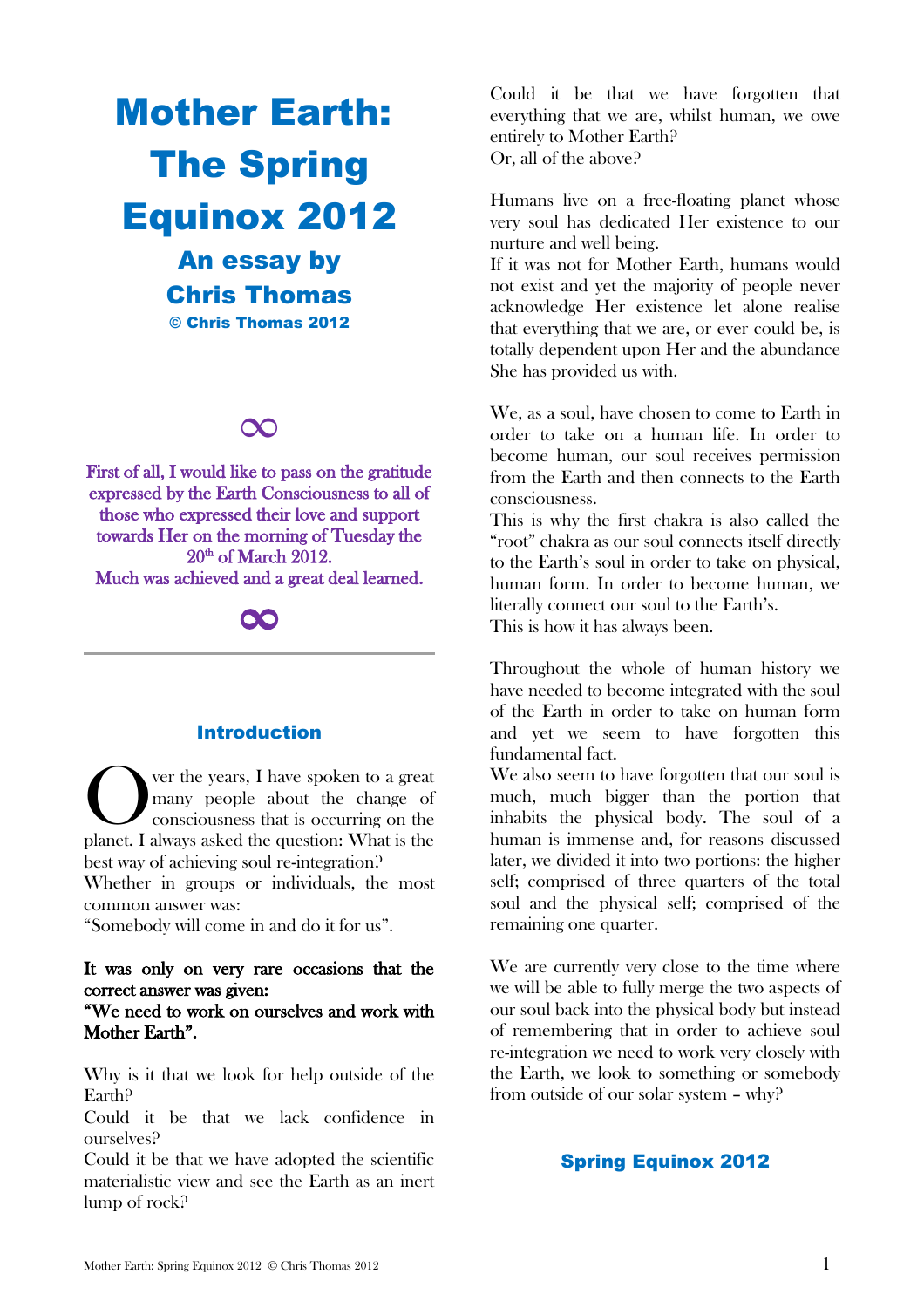# Mother Earth: The Spring Equinox 2012

## An essay by Chris Thomas

**© Chris Thomas 2012**

∞

First of all, I would like to pass on the gratitude expressed by the Earth Consciousness to all of those who expressed their love and support towards Her on the morning of Tuesday the 20th of March 2012.
Much was achieved and a great deal learned.

∞

---

## Introduction

Over the years, I have spoken to a great many people about the change of consciousness that is occurring on the planet. I always asked the question: What is the best way of achieving soul re-integration?
Whether in groups or individuals, the most common answer was:
"Somebody will come in and do it for us".

**It was only on very rare occasions that the correct answer was given:**
**"We need to work on ourselves and work with Mother Earth".**

Why is it that we look for help outside of the Earth?
Could it be that we lack confidence in ourselves?
Could it be that we have adopted the scientific materialistic view and see the Earth as an inert lump of rock?
Could it be that we have forgotten that everything that we are, whilst human, we owe entirely to Mother Earth?
Or, all of the above?

Humans live on a free-floating planet whose very soul has dedicated Her existence to our nurture and well being.
If it was not for Mother Earth, humans would not exist and yet the majority of people never acknowledge Her existence let alone realise that everything that we are, or ever could be, is totally dependent upon Her and the abundance She has provided us with.

We, as a soul, have chosen to come to Earth in order to take on a human life. In order to become human, our soul receives permission from the Earth and then connects to the Earth consciousness.
This is why the first chakra is also called the "root" chakra as our soul connects itself directly to the Earth's soul in order to take on physical, human form. In order to become human, we literally connect our soul to the Earth's.
This is how it has always been.

Throughout the whole of human history we have needed to become integrated with the soul of the Earth in order to take on human form and yet we seem to have forgotten this fundamental fact.
We also seem to have forgotten that our soul is much, much bigger than the portion that inhabits the physical body. The soul of a human is immense and, for reasons discussed later, we divided it into two portions: the higher self; comprised of three quarters of the total soul and the physical self; comprised of the remaining one quarter.

We are currently very close to the time where we will be able to fully merge the two aspects of our soul back into the physical body but instead of remembering that in order to achieve soul re-integration we need to work very closely with the Earth, we look to something or somebody from outside of our solar system – why?

## Spring Equinox 2012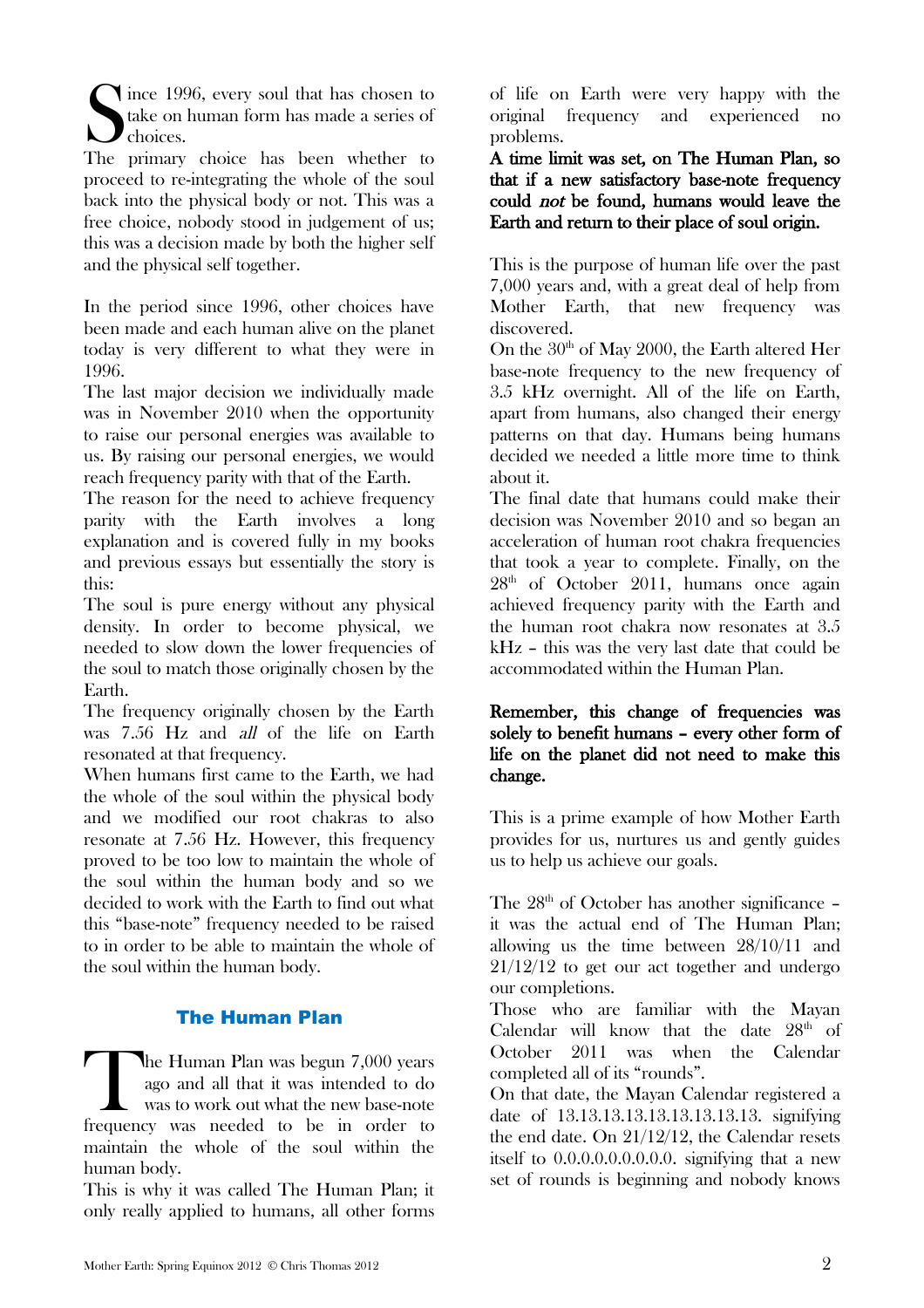Since 1996, every soul that has chosen to take on human form has made a series of choices.

The primary choice has been whether to proceed to re-integrating the whole of the soul back into the physical body or not. This was a free choice, nobody stood in judgement of us; this was a decision made by both the higher self and the physical self together.

In the period since 1996, other choices have been made and each human alive on the planet today is very different to what they were in 1996.

The last major decision we individually made was in November 2010 when the opportunity to raise our personal energies was available to us. By raising our personal energies, we would reach frequency parity with that of the Earth.

The reason for the need to achieve frequency parity with the Earth involves a long explanation and is covered fully in my books and previous essays but essentially the story is this:

The soul is pure energy without any physical density. In order to become physical, we needed to slow down the lower frequencies of the soul to match those originally chosen by the Earth.

The frequency originally chosen by the Earth was 7.56 Hz and *all* of the life on Earth resonated at that frequency.

When humans first came to the Earth, we had the whole of the soul within the physical body and we modified our root chakras to also resonate at 7.56 Hz. However, this frequency proved to be too low to maintain the whole of the soul within the human body and so we decided to work with the Earth to find out what this "base-note" frequency needed to be raised to in order to be able to maintain the whole of the soul within the human body.

## The Human Plan

The Human Plan was begun 7,000 years ago and all that it was intended to do was to work out what the new base-note frequency was needed to be in order to maintain the whole of the soul within the human body.

This is why it was called The Human Plan; it only really applied to humans, all other forms of life on Earth were very happy with the original frequency and experienced no problems.

**A time limit was set, on The Human Plan, so that if a new satisfactory base-note frequency could *not* be found, humans would leave the Earth and return to their place of soul origin.**

This is the purpose of human life over the past 7,000 years and, with a great deal of help from Mother Earth, that new frequency was discovered.

On the 30th of May 2000, the Earth altered Her base-note frequency to the new frequency of 3.5 kHz overnight. All of the life on Earth, apart from humans, also changed their energy patterns on that day. Humans being humans decided we needed a little more time to think about it.

The final date that humans could make their decision was November 2010 and so began an acceleration of human root chakra frequencies that took a year to complete. Finally, on the 28th of October 2011, humans once again achieved frequency parity with the Earth and the human root chakra now resonates at 3.5 kHz – this was the very last date that could be accommodated within the Human Plan.

**Remember, this change of frequencies was solely to benefit humans – every other form of life on the planet did not need to make this change.**

This is a prime example of how Mother Earth provides for us, nurtures us and gently guides us to help us achieve our goals.

The 28th of October has another significance – it was the actual end of The Human Plan; allowing us the time between 28/10/11 and 21/12/12 to get our act together and undergo our completions.

Those who are familiar with the Mayan Calendar will know that the date 28th of October 2011 was when the Calendar completed all of its "rounds".

On that date, the Mayan Calendar registered a date of 13.13.13.13.13.13.13.13.13. signifying the end date. On 21/12/12, the Calendar resets itself to 0.0.0.0.0.0.0.0.0. signifying that a new set of rounds is beginning and nobody knows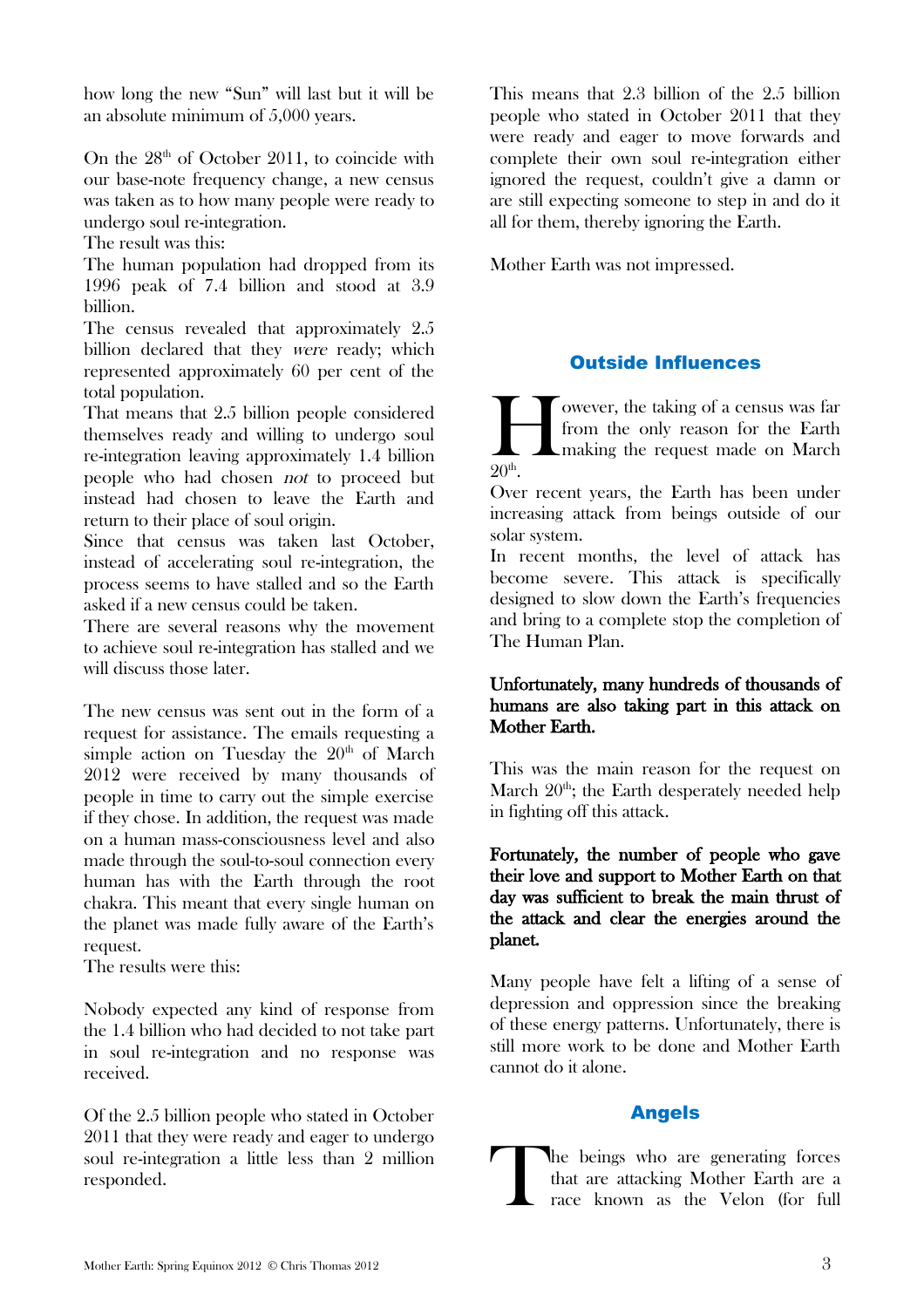how long the new "Sun" will last but it will be an absolute minimum of 5,000 years.

On the 28th of October 2011, to coincide with our base-note frequency change, a new census was taken as to how many people were ready to undergo soul re-integration.

The result was this:

The human population had dropped from its 1996 peak of 7.4 billion and stood at 3.9 billion.

The census revealed that approximately 2.5 billion declared that they *were* ready; which represented approximately 60 per cent of the total population.

That means that 2.5 billion people considered themselves ready and willing to undergo soul re-integration leaving approximately 1.4 billion people who had chosen *not* to proceed but instead had chosen to leave the Earth and return to their place of soul origin.

Since that census was taken last October, instead of accelerating soul re-integration, the process seems to have stalled and so the Earth asked if a new census could be taken.

There are several reasons why the movement to achieve soul re-integration has stalled and we will discuss those later.

The new census was sent out in the form of a request for assistance. The emails requesting a simple action on Tuesday the 20th of March 2012 were received by many thousands of people in time to carry out the simple exercise if they chose. In addition, the request was made on a human mass-consciousness level and also made through the soul-to-soul connection every human has with the Earth through the root chakra. This meant that every single human on the planet was made fully aware of the Earth's request.

The results were this:

Nobody expected any kind of response from the 1.4 billion who had decided to not take part in soul re-integration and no response was received.

Of the 2.5 billion people who stated in October 2011 that they were ready and eager to undergo soul re-integration a little less than 2 million responded.

This means that 2.3 billion of the 2.5 billion people who stated in October 2011 that they were ready and eager to move forwards and complete their own soul re-integration either ignored the request, couldn't give a damn or are still expecting someone to step in and do it all for them, thereby ignoring the Earth.

Mother Earth was not impressed.

## Outside Influences

However, the taking of a census was far from the only reason for the Earth making the request made on March 20th.

Over recent years, the Earth has been under increasing attack from beings outside of our solar system.

In recent months, the level of attack has become severe. This attack is specifically designed to slow down the Earth's frequencies and bring to a complete stop the completion of The Human Plan.

**Unfortunately, many hundreds of thousands of humans are also taking part in this attack on Mother Earth.**

This was the main reason for the request on March 20th; the Earth desperately needed help in fighting off this attack.

**Fortunately, the number of people who gave their love and support to Mother Earth on that day was sufficient to break the main thrust of the attack and clear the energies around the planet.**

Many people have felt a lifting of a sense of depression and oppression since the breaking of these energy patterns. Unfortunately, there is still more work to be done and Mother Earth cannot do it alone.

## Angels

The beings who are generating forces that are attacking Mother Earth are a race known as the Velon (for full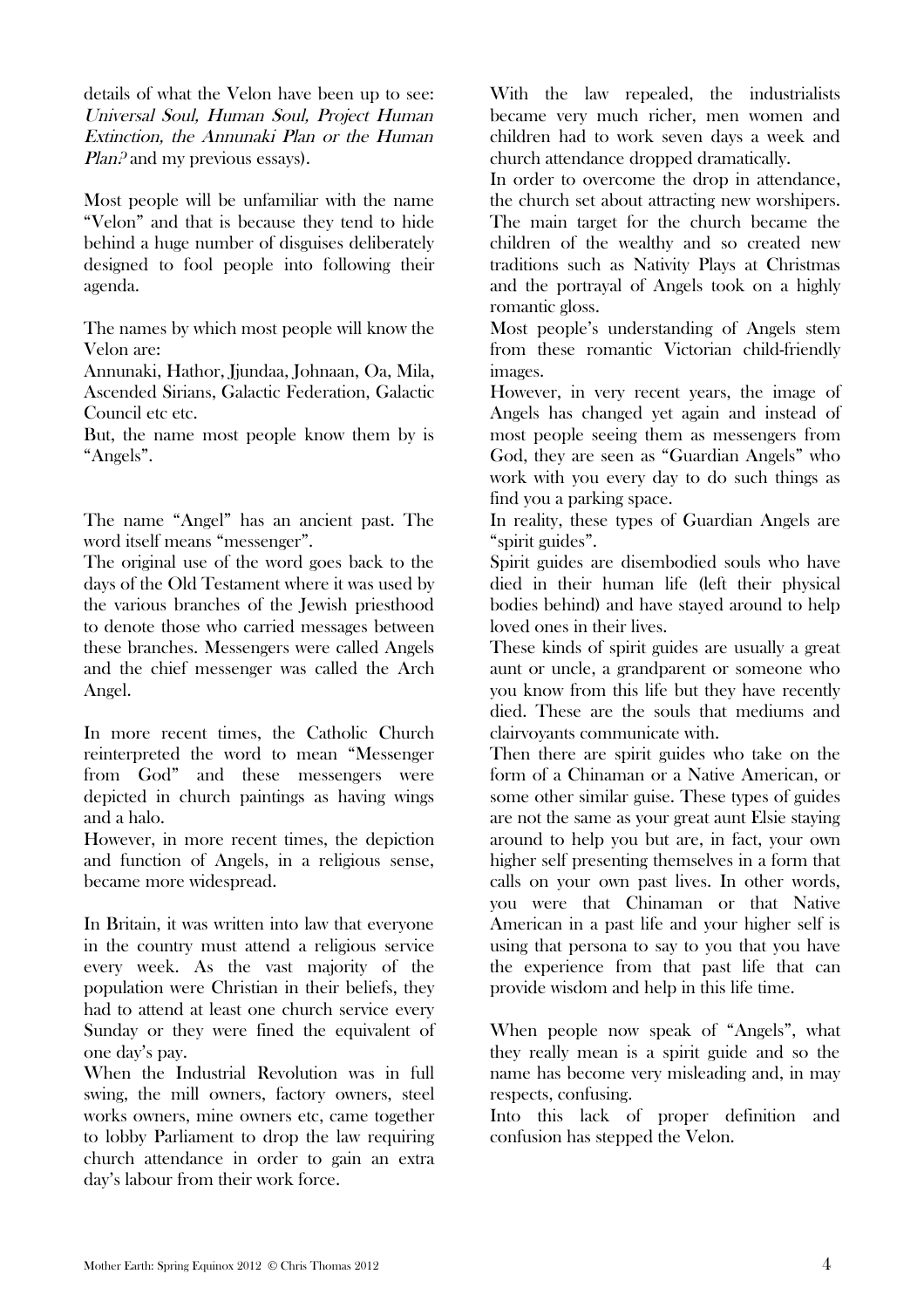details of what the Velon have been up to see: *Universal Soul, Human Soul, Project Human Extinction, the Annunaki Plan or the Human Plan?* and my previous essays).

Most people will be unfamiliar with the name "Velon" and that is because they tend to hide behind a huge number of disguises deliberately designed to fool people into following their agenda.

The names by which most people will know the Velon are:
Annunaki, Hathor, Jjundaa, Johnaan, Oa, Mila, Ascended Sirians, Galactic Federation, Galactic Council etc etc.
But, the name most people know them by is "Angels".

The name "Angel" has an ancient past. The word itself means "messenger".
The original use of the word goes back to the days of the Old Testament where it was used by the various branches of the Jewish priesthood to denote those who carried messages between these branches. Messengers were called Angels and the chief messenger was called the Arch Angel.

In more recent times, the Catholic Church reinterpreted the word to mean "Messenger from God" and these messengers were depicted in church paintings as having wings and a halo.
However, in more recent times, the depiction and function of Angels, in a religious sense, became more widespread.

In Britain, it was written into law that everyone in the country must attend a religious service every week. As the vast majority of the population were Christian in their beliefs, they had to attend at least one church service every Sunday or they were fined the equivalent of one day's pay.
When the Industrial Revolution was in full swing, the mill owners, factory owners, steel works owners, mine owners etc, came together to lobby Parliament to drop the law requiring church attendance in order to gain an extra day's labour from their work force.

With the law repealed, the industrialists became very much richer, men women and children had to work seven days a week and church attendance dropped dramatically.
In order to overcome the drop in attendance, the church set about attracting new worshipers. The main target for the church became the children of the wealthy and so created new traditions such as Nativity Plays at Christmas and the portrayal of Angels took on a highly romantic gloss.
Most people's understanding of Angels stem from these romantic Victorian child-friendly images.
However, in very recent years, the image of Angels has changed yet again and instead of most people seeing them as messengers from God, they are seen as "Guardian Angels" who work with you every day to do such things as find you a parking space.
In reality, these types of Guardian Angels are "spirit guides".
Spirit guides are disembodied souls who have died in their human life (left their physical bodies behind) and have stayed around to help loved ones in their lives.
These kinds of spirit guides are usually a great aunt or uncle, a grandparent or someone who you know from this life but they have recently died. These are the souls that mediums and clairvoyants communicate with.
Then there are spirit guides who take on the form of a Chinaman or a Native American, or some other similar guise. These types of guides are not the same as your great aunt Elsie staying around to help you but are, in fact, your own higher self presenting themselves in a form that calls on your own past lives. In other words, you were that Chinaman or that Native American in a past life and your higher self is using that persona to say to you that you have the experience from that past life that can provide wisdom and help in this life time.

When people now speak of "Angels", what they really mean is a spirit guide and so the name has become very misleading and, in may respects, confusing.
Into this lack of proper definition and confusion has stepped the Velon.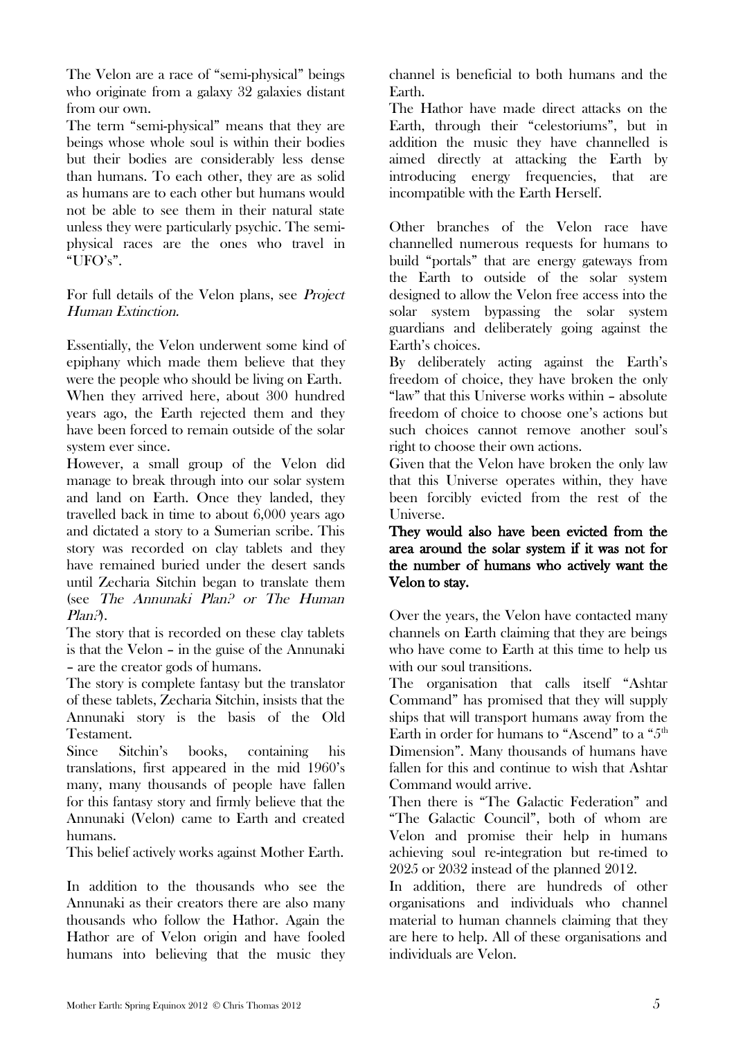The Velon are a race of "semi-physical" beings who originate from a galaxy 32 galaxies distant from our own.

The term "semi-physical" means that they are beings whose whole soul is within their bodies but their bodies are considerably less dense than humans. To each other, they are as solid as humans are to each other but humans would not be able to see them in their natural state unless they were particularly psychic. The semi-physical races are the ones who travel in "UFO's".

For full details of the Velon plans, see *Project Human Extinction.*

Essentially, the Velon underwent some kind of epiphany which made them believe that they were the people who should be living on Earth. When they arrived here, about 300 hundred years ago, the Earth rejected them and they have been forced to remain outside of the solar system ever since.

However, a small group of the Velon did manage to break through into our solar system and land on Earth. Once they landed, they travelled back in time to about 6,000 years ago and dictated a story to a Sumerian scribe. This story was recorded on clay tablets and they have remained buried under the desert sands until Zecharia Sitchin began to translate them (see *The Annunaki Plan? or The Human Plan?*).

The story that is recorded on these clay tablets is that the Velon – in the guise of the Annunaki – are the creator gods of humans.

The story is complete fantasy but the translator of these tablets, Zecharia Sitchin, insists that the Annunaki story is the basis of the Old Testament.

Since Sitchin's books, containing his translations, first appeared in the mid 1960's many, many thousands of people have fallen for this fantasy story and firmly believe that the Annunaki (Velon) came to Earth and created humans.

This belief actively works against Mother Earth.

In addition to the thousands who see the Annunaki as their creators there are also many thousands who follow the Hathor. Again the Hathor are of Velon origin and have fooled humans into believing that the music they channel is beneficial to both humans and the Earth.

The Hathor have made direct attacks on the Earth, through their "celestoriums", but in addition the music they have channelled is aimed directly at attacking the Earth by introducing energy frequencies, that are incompatible with the Earth Herself.

Other branches of the Velon race have channelled numerous requests for humans to build "portals" that are energy gateways from the Earth to outside of the solar system designed to allow the Velon free access into the solar system bypassing the solar system guardians and deliberately going against the Earth's choices.

By deliberately acting against the Earth's freedom of choice, they have broken the only "law" that this Universe works within – absolute freedom of choice to choose one's actions but such choices cannot remove another soul's right to choose their own actions.

Given that the Velon have broken the only law that this Universe operates within, they have been forcibly evicted from the rest of the Universe.

**They would also have been evicted from the area around the solar system if it was not for the number of humans who actively want the Velon to stay.**

Over the years, the Velon have contacted many channels on Earth claiming that they are beings who have come to Earth at this time to help us with our soul transitions.

The organisation that calls itself "Ashtar Command" has promised that they will supply ships that will transport humans away from the Earth in order for humans to "Ascend" to a "5th Dimension". Many thousands of humans have fallen for this and continue to wish that Ashtar Command would arrive.

Then there is "The Galactic Federation" and "The Galactic Council", both of whom are Velon and promise their help in humans achieving soul re-integration but re-timed to 2025 or 2032 instead of the planned 2012.

In addition, there are hundreds of other organisations and individuals who channel material to human channels claiming that they are here to help. All of these organisations and individuals are Velon.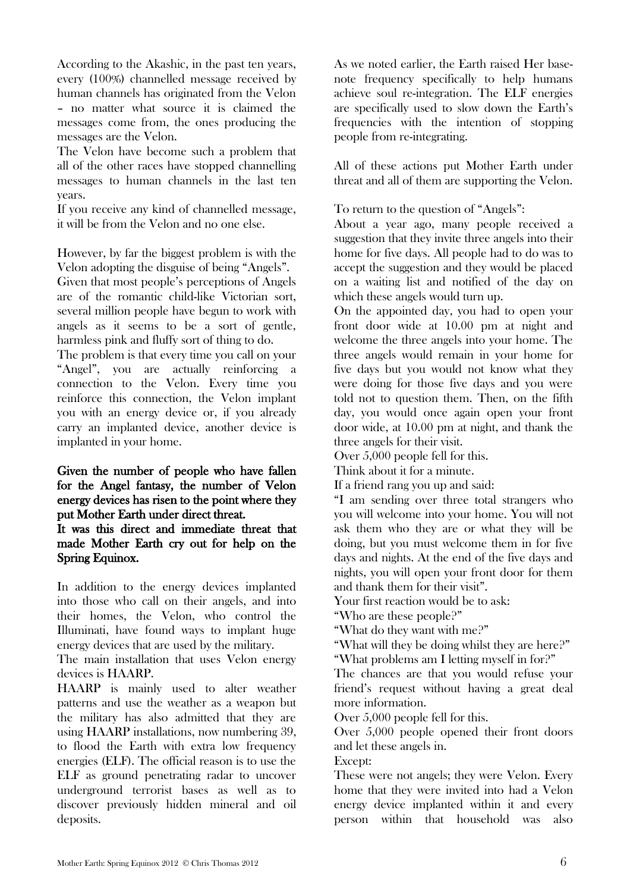According to the Akashic, in the past ten years, every (100%) channelled message received by human channels has originated from the Velon – no matter what source it is claimed the messages come from, the ones producing the messages are the Velon.

The Velon have become such a problem that all of the other races have stopped channelling messages to human channels in the last ten years.

If you receive any kind of channelled message, it will be from the Velon and no one else.

However, by far the biggest problem is with the Velon adopting the disguise of being "Angels".

Given that most people's perceptions of Angels are of the romantic child-like Victorian sort, several million people have begun to work with angels as it seems to be a sort of gentle, harmless pink and fluffy sort of thing to do.

The problem is that every time you call on your "Angel", you are actually reinforcing a connection to the Velon. Every time you reinforce this connection, the Velon implant you with an energy device or, if you already carry an implanted device, another device is implanted in your home.

**Given the number of people who have fallen for the Angel fantasy, the number of Velon energy devices has risen to the point where they put Mother Earth under direct threat.**

**It was this direct and immediate threat that made Mother Earth cry out for help on the Spring Equinox.**

In addition to the energy devices implanted into those who call on their angels, and into their homes, the Velon, who control the Illuminati, have found ways to implant huge energy devices that are used by the military.

The main installation that uses Velon energy devices is HAARP.

HAARP is mainly used to alter weather patterns and use the weather as a weapon but the military has also admitted that they are using HAARP installations, now numbering 39, to flood the Earth with extra low frequency energies (ELF). The official reason is to use the ELF as ground penetrating radar to uncover underground terrorist bases as well as to discover previously hidden mineral and oil deposits.

As we noted earlier, the Earth raised Her base-note frequency specifically to help humans achieve soul re-integration. The ELF energies are specifically used to slow down the Earth's frequencies with the intention of stopping people from re-integrating.

All of these actions put Mother Earth under threat and all of them are supporting the Velon.

To return to the question of "Angels":

About a year ago, many people received a suggestion that they invite three angels into their home for five days. All people had to do was to accept the suggestion and they would be placed on a waiting list and notified of the day on which these angels would turn up.

On the appointed day, you had to open your front door wide at 10.00 pm at night and welcome the three angels into your home. The three angels would remain in your home for five days but you would not know what they were doing for those five days and you were told not to question them. Then, on the fifth day, you would once again open your front door wide, at 10.00 pm at night, and thank the three angels for their visit.

Over 5,000 people fell for this.

Think about it for a minute.

If a friend rang you up and said:

"I am sending over three total strangers who you will welcome into your home. You will not ask them who they are or what they will be doing, but you must welcome them in for five days and nights. At the end of the five days and nights, you will open your front door for them and thank them for their visit".

Your first reaction would be to ask:

"Who are these people?"

"What do they want with me?"

"What will they be doing whilst they are here?"

"What problems am I letting myself in for?"

The chances are that you would refuse your friend's request without having a great deal more information.

Over 5,000 people fell for this.

Over 5,000 people opened their front doors and let these angels in.

Except:

These were not angels; they were Velon. Every home that they were invited into had a Velon energy device implanted within it and every person within that household was also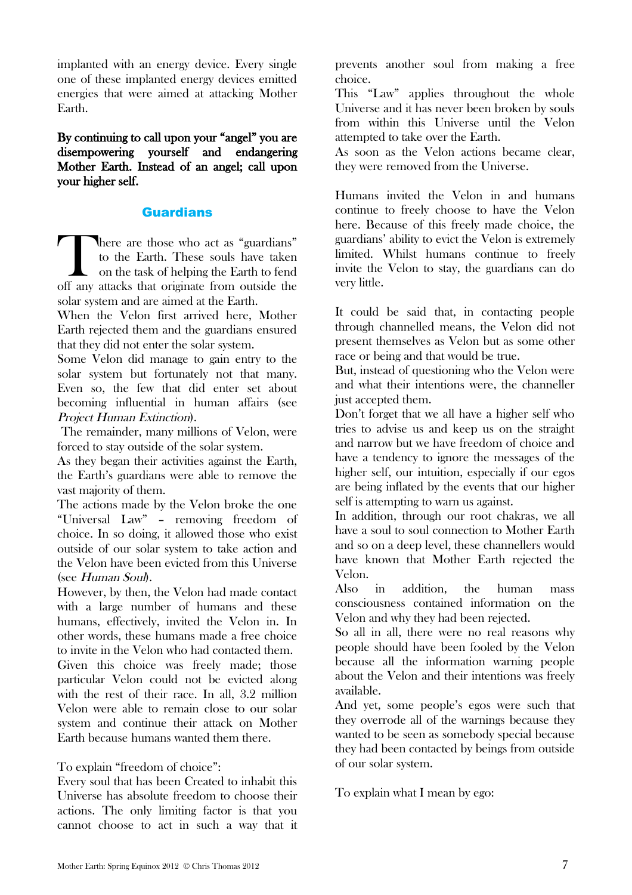implanted with an energy device. Every single one of these implanted energy devices emitted energies that were aimed at attacking Mother Earth.

**By continuing to call upon your "angel" you are disempowering yourself and endangering Mother Earth. Instead of an angel; call upon your higher self.**

## Guardians

There are those who act as "guardians" to the Earth. These souls have taken on the task of helping the Earth to fend off any attacks that originate from outside the solar system and are aimed at the Earth.

When the Velon first arrived here, Mother Earth rejected them and the guardians ensured that they did not enter the solar system.

Some Velon did manage to gain entry to the solar system but fortunately not that many. Even so, the few that did enter set about becoming influential in human affairs (see *Project Human Extinction*).

The remainder, many millions of Velon, were forced to stay outside of the solar system.

As they began their activities against the Earth, the Earth's guardians were able to remove the vast majority of them.

The actions made by the Velon broke the one "Universal Law" – removing freedom of choice. In so doing, it allowed those who exist outside of our solar system to take action and the Velon have been evicted from this Universe (see *Human Soul*).

However, by then, the Velon had made contact with a large number of humans and these humans, effectively, invited the Velon in. In other words, these humans made a free choice to invite in the Velon who had contacted them.

Given this choice was freely made; those particular Velon could not be evicted along with the rest of their race. In all, 3.2 million Velon were able to remain close to our solar system and continue their attack on Mother Earth because humans wanted them there.

To explain "freedom of choice":

Every soul that has been Created to inhabit this Universe has absolute freedom to choose their actions. The only limiting factor is that you cannot choose to act in such a way that it prevents another soul from making a free choice.

This "Law" applies throughout the whole Universe and it has never been broken by souls from within this Universe until the Velon attempted to take over the Earth.

As soon as the Velon actions became clear, they were removed from the Universe.

Humans invited the Velon in and humans continue to freely choose to have the Velon here. Because of this freely made choice, the guardians' ability to evict the Velon is extremely limited. Whilst humans continue to freely invite the Velon to stay, the guardians can do very little.

It could be said that, in contacting people through channelled means, the Velon did not present themselves as Velon but as some other race or being and that would be true.

But, instead of questioning who the Velon were and what their intentions were, the channeller just accepted them.

Don't forget that we all have a higher self who tries to advise us and keep us on the straight and narrow but we have freedom of choice and have a tendency to ignore the messages of the higher self, our intuition, especially if our egos are being inflated by the events that our higher self is attempting to warn us against.

In addition, through our root chakras, we all have a soul to soul connection to Mother Earth and so on a deep level, these channellers would have known that Mother Earth rejected the Velon.

Also in addition, the human mass consciousness contained information on the Velon and why they had been rejected.

So all in all, there were no real reasons why people should have been fooled by the Velon because all the information warning people about the Velon and their intentions was freely available.

And yet, some people's egos were such that they overrode all of the warnings because they wanted to be seen as somebody special because they had been contacted by beings from outside of our solar system.

To explain what I mean by ego: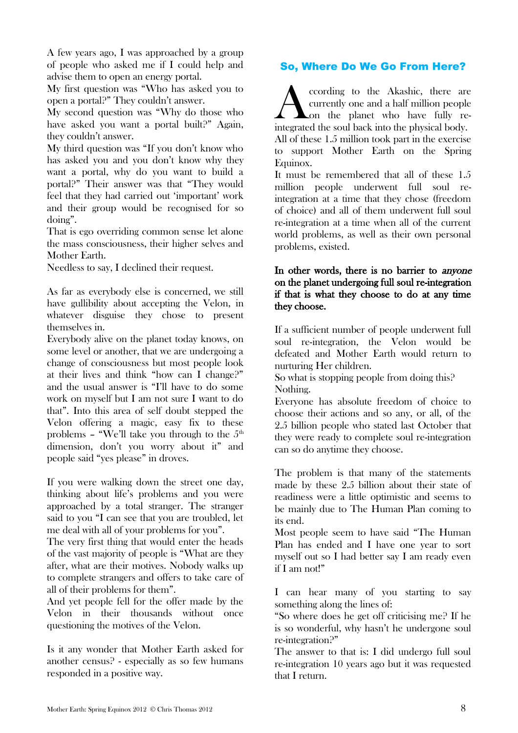A few years ago, I was approached by a group of people who asked me if I could help and advise them to open an energy portal.

My first question was "Who has asked you to open a portal?" They couldn't answer.

My second question was "Why do those who have asked you want a portal built?" Again, they couldn't answer.

My third question was "If you don't know who has asked you and you don't know why they want a portal, why do you want to build a portal?" Their answer was that "They would feel that they had carried out 'important' work and their group would be recognised for so doing".

That is ego overriding common sense let alone the mass consciousness, their higher selves and Mother Earth.

Needless to say, I declined their request.

As far as everybody else is concerned, we still have gullibility about accepting the Velon, in whatever disguise they chose to present themselves in.

Everybody alive on the planet today knows, on some level or another, that we are undergoing a change of consciousness but most people look at their lives and think "how can I change?" and the usual answer is "I'll have to do some work on myself but I am not sure I want to do that". Into this area of self doubt stepped the Velon offering a magic, easy fix to these problems – "We'll take you through to the 5th dimension, don't you worry about it" and people said "yes please" in droves.

If you were walking down the street one day, thinking about life's problems and you were approached by a total stranger. The stranger said to you "I can see that you are troubled, let me deal with all of your problems for you".

The very first thing that would enter the heads of the vast majority of people is "What are they after, what are their motives. Nobody walks up to complete strangers and offers to take care of all of their problems for them".

And yet people fell for the offer made by the Velon in their thousands without once questioning the motives of the Velon.

Is it any wonder that Mother Earth asked for another census? - especially as so few humans responded in a positive way.

## So, Where Do We Go From Here?

According to the Akashic, there are currently one and a half million people on the planet who have fully re-integrated the soul back into the physical body.

All of these 1.5 million took part in the exercise to support Mother Earth on the Spring Equinox.

It must be remembered that all of these 1.5 million people underwent full soul re-integration at a time that they chose (freedom of choice) and all of them underwent full soul re-integration at a time when all of the current world problems, as well as their own personal problems, existed.

**In other words, there is no barrier to *anyone* on the planet undergoing full soul re-integration if that is what they choose to do at any time they choose.**

If a sufficient number of people underwent full soul re-integration, the Velon would be defeated and Mother Earth would return to nurturing Her children.

So what is stopping people from doing this?

Nothing.

Everyone has absolute freedom of choice to choose their actions and so any, or all, of the 2.5 billion people who stated last October that they were ready to complete soul re-integration can so do anytime they choose.

The problem is that many of the statements made by these 2.5 billion about their state of readiness were a little optimistic and seems to be mainly due to The Human Plan coming to its end.

Most people seem to have said "The Human Plan has ended and I have one year to sort myself out so I had better say I am ready even if I am not!"

I can hear many of you starting to say something along the lines of:

"So where does he get off criticising me? If he is so wonderful, why hasn't he undergone soul re-integration?"

The answer to that is: I did undergo full soul re-integration 10 years ago but it was requested that I return.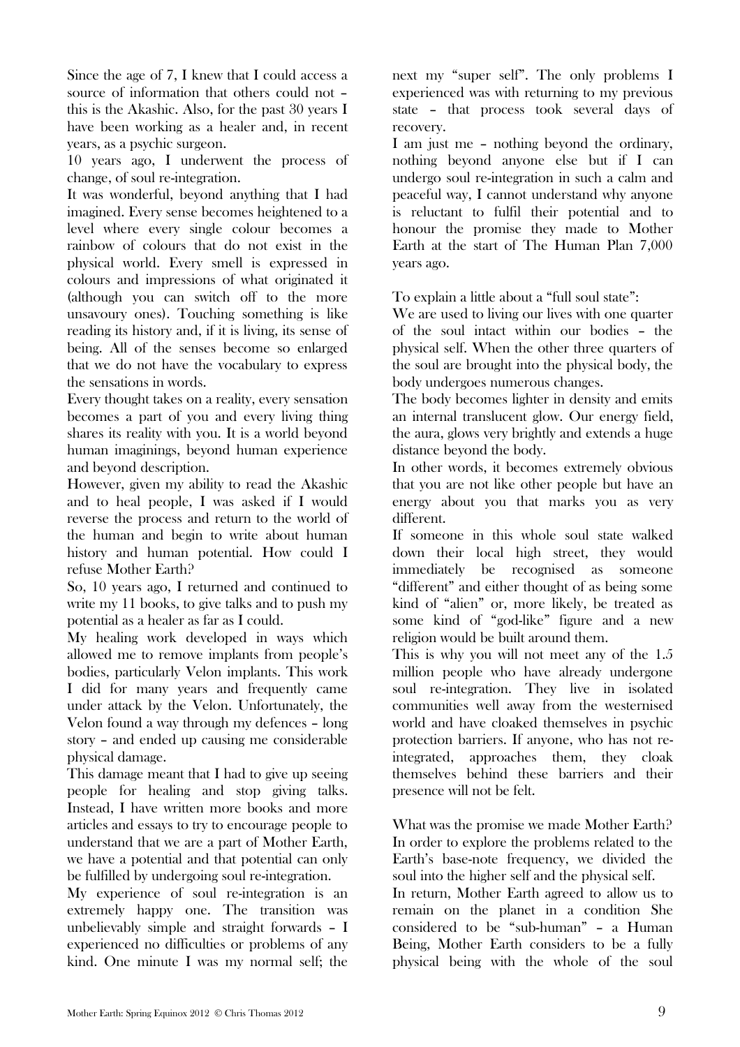Since the age of 7, I knew that I could access a source of information that others could not – this is the Akashic. Also, for the past 30 years I have been working as a healer and, in recent years, as a psychic surgeon.

10 years ago, I underwent the process of change, of soul re-integration.

It was wonderful, beyond anything that I had imagined. Every sense becomes heightened to a level where every single colour becomes a rainbow of colours that do not exist in the physical world. Every smell is expressed in colours and impressions of what originated it (although you can switch off to the more unsavoury ones). Touching something is like reading its history and, if it is living, its sense of being. All of the senses become so enlarged that we do not have the vocabulary to express the sensations in words.

Every thought takes on a reality, every sensation becomes a part of you and every living thing shares its reality with you. It is a world beyond human imaginings, beyond human experience and beyond description.

However, given my ability to read the Akashic and to heal people, I was asked if I would reverse the process and return to the world of the human and begin to write about human history and human potential. How could I refuse Mother Earth?

So, 10 years ago, I returned and continued to write my 11 books, to give talks and to push my potential as a healer as far as I could.

My healing work developed in ways which allowed me to remove implants from people's bodies, particularly Velon implants. This work I did for many years and frequently came under attack by the Velon. Unfortunately, the Velon found a way through my defences – long story – and ended up causing me considerable physical damage.

This damage meant that I had to give up seeing people for healing and stop giving talks. Instead, I have written more books and more articles and essays to try to encourage people to understand that we are a part of Mother Earth, we have a potential and that potential can only be fulfilled by undergoing soul re-integration.

My experience of soul re-integration is an extremely happy one. The transition was unbelievably simple and straight forwards – I experienced no difficulties or problems of any kind. One minute I was my normal self; the next my "super self". The only problems I experienced was with returning to my previous state – that process took several days of recovery.

I am just me – nothing beyond the ordinary, nothing beyond anyone else but if I can undergo soul re-integration in such a calm and peaceful way, I cannot understand why anyone is reluctant to fulfil their potential and to honour the promise they made to Mother Earth at the start of The Human Plan 7,000 years ago.

To explain a little about a "full soul state":

We are used to living our lives with one quarter of the soul intact within our bodies – the physical self. When the other three quarters of the soul are brought into the physical body, the body undergoes numerous changes.

The body becomes lighter in density and emits an internal translucent glow. Our energy field, the aura, glows very brightly and extends a huge distance beyond the body.

In other words, it becomes extremely obvious that you are not like other people but have an energy about you that marks you as very different.

If someone in this whole soul state walked down their local high street, they would immediately be recognised as someone "different" and either thought of as being some kind of "alien" or, more likely, be treated as some kind of "god-like" figure and a new religion would be built around them.

This is why you will not meet any of the 1.5 million people who have already undergone soul re-integration. They live in isolated communities well away from the westernised world and have cloaked themselves in psychic protection barriers. If anyone, who has not re-integrated, approaches them, they cloak themselves behind these barriers and their presence will not be felt.

What was the promise we made Mother Earth? In order to explore the problems related to the Earth's base-note frequency, we divided the soul into the higher self and the physical self.

In return, Mother Earth agreed to allow us to remain on the planet in a condition She considered to be "sub-human" – a Human Being, Mother Earth considers to be a fully physical being with the whole of the soul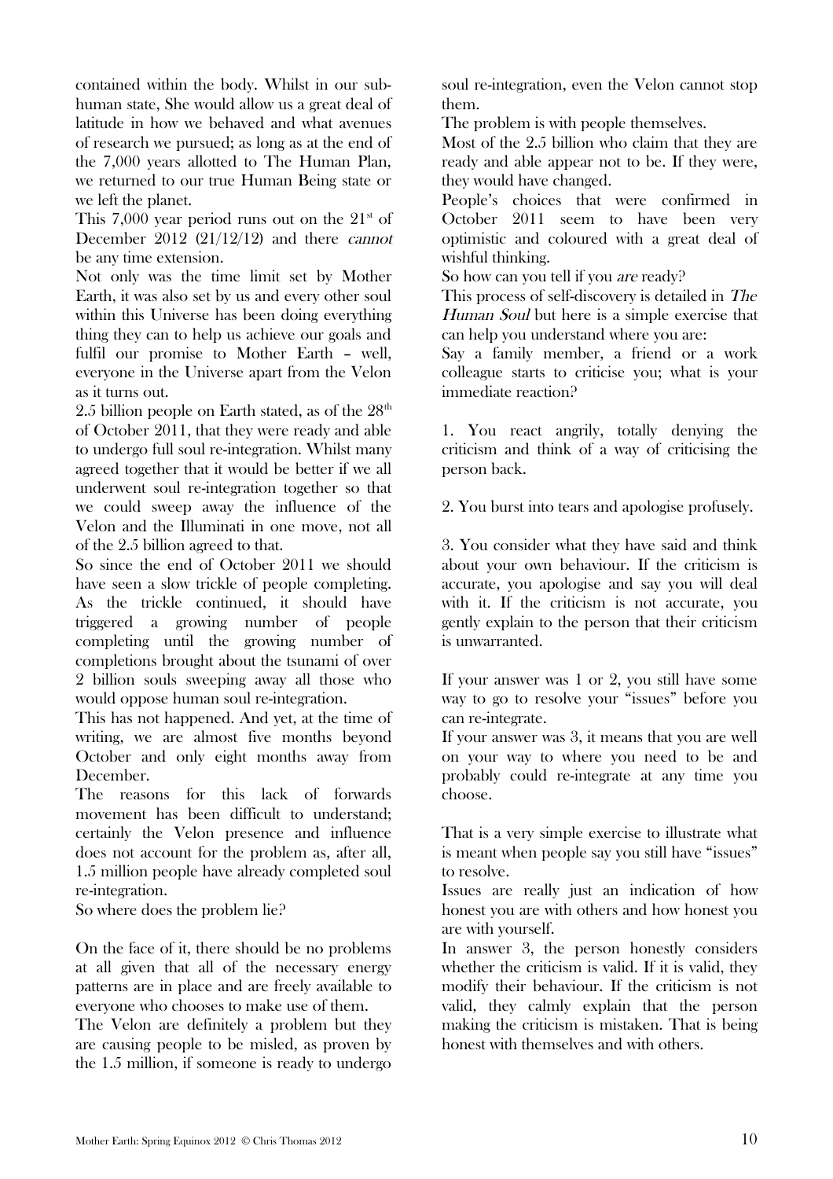contained within the body. Whilst in our sub-human state, She would allow us a great deal of latitude in how we behaved and what avenues of research we pursued; as long as at the end of the 7,000 years allotted to The Human Plan, we returned to our true Human Being state or we left the planet.

This 7,000 year period runs out on the 21st of December 2012 (21/12/12) and there *cannot* be any time extension.

Not only was the time limit set by Mother Earth, it was also set by us and every other soul within this Universe has been doing everything thing they can to help us achieve our goals and fulfil our promise to Mother Earth – well, everyone in the Universe apart from the Velon as it turns out.

2.5 billion people on Earth stated, as of the 28th of October 2011, that they were ready and able to undergo full soul re-integration. Whilst many agreed together that it would be better if we all underwent soul re-integration together so that we could sweep away the influence of the Velon and the Illuminati in one move, not all of the 2.5 billion agreed to that.

So since the end of October 2011 we should have seen a slow trickle of people completing. As the trickle continued, it should have triggered a growing number of people completing until the growing number of completions brought about the tsunami of over 2 billion souls sweeping away all those who would oppose human soul re-integration.

This has not happened. And yet, at the time of writing, we are almost five months beyond October and only eight months away from December.

The reasons for this lack of forwards movement has been difficult to understand; certainly the Velon presence and influence does not account for the problem as, after all, 1.5 million people have already completed soul re-integration.

So where does the problem lie?

On the face of it, there should be no problems at all given that all of the necessary energy patterns are in place and are freely available to everyone who chooses to make use of them.

The Velon are definitely a problem but they are causing people to be misled, as proven by the 1.5 million, if someone is ready to undergo soul re-integration, even the Velon cannot stop them.

The problem is with people themselves.

Most of the 2.5 billion who claim that they are ready and able appear not to be. If they were, they would have changed.

People's choices that were confirmed in October 2011 seem to have been very optimistic and coloured with a great deal of wishful thinking.

So how can you tell if you *are* ready?

This process of self-discovery is detailed in *The Human Soul* but here is a simple exercise that can help you understand where you are:

Say a family member, a friend or a work colleague starts to criticise you; what is your immediate reaction?

1. You react angrily, totally denying the criticism and think of a way of criticising the person back.

2. You burst into tears and apologise profusely.

3. You consider what they have said and think about your own behaviour. If the criticism is accurate, you apologise and say you will deal with it. If the criticism is not accurate, you gently explain to the person that their criticism is unwarranted.

If your answer was 1 or 2, you still have some way to go to resolve your "issues" before you can re-integrate.

If your answer was 3, it means that you are well on your way to where you need to be and probably could re-integrate at any time you choose.

That is a very simple exercise to illustrate what is meant when people say you still have "issues" to resolve.

Issues are really just an indication of how honest you are with others and how honest you are with yourself.

In answer 3, the person honestly considers whether the criticism is valid. If it is valid, they modify their behaviour. If the criticism is not valid, they calmly explain that the person making the criticism is mistaken. That is being honest with themselves and with others.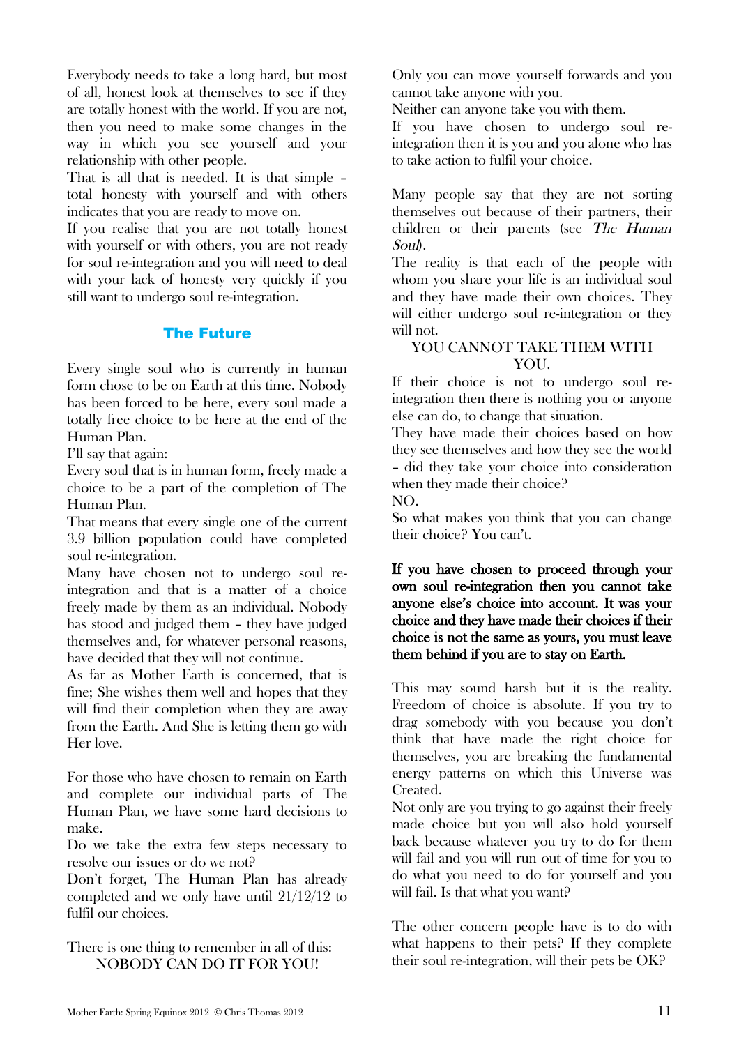Everybody needs to take a long hard, but most of all, honest look at themselves to see if they are totally honest with the world. If you are not, then you need to make some changes in the way in which you see yourself and your relationship with other people.

That is all that is needed. It is that simple – total honesty with yourself and with others indicates that you are ready to move on.

If you realise that you are not totally honest with yourself or with others, you are not ready for soul re-integration and you will need to deal with your lack of honesty very quickly if you still want to undergo soul re-integration.

## The Future

Every single soul who is currently in human form chose to be on Earth at this time. Nobody has been forced to be here, every soul made a totally free choice to be here at the end of the Human Plan.

I'll say that again:

Every soul that is in human form, freely made a choice to be a part of the completion of The Human Plan.

That means that every single one of the current 3.9 billion population could have completed soul re-integration.

Many have chosen not to undergo soul re-integration and that is a matter of a choice freely made by them as an individual. Nobody has stood and judged them – they have judged themselves and, for whatever personal reasons, have decided that they will not continue.

As far as Mother Earth is concerned, that is fine; She wishes them well and hopes that they will find their completion when they are away from the Earth. And She is letting them go with Her love.

For those who have chosen to remain on Earth and complete our individual parts of The Human Plan, we have some hard decisions to make.

Do we take the extra few steps necessary to resolve our issues or do we not?

Don't forget, The Human Plan has already completed and we only have until 21/12/12 to fulfil our choices.

There is one thing to remember in all of this:

NOBODY CAN DO IT FOR YOU!

Only you can move yourself forwards and you cannot take anyone with you.

Neither can anyone take you with them.

If you have chosen to undergo soul re-integration then it is you and you alone who has to take action to fulfil your choice.

Many people say that they are not sorting themselves out because of their partners, their children or their parents (see *The Human Soul*).

The reality is that each of the people with whom you share your life is an individual soul and they have made their own choices. They will either undergo soul re-integration or they will not.

YOU CANNOT TAKE THEM WITH YOU.

If their choice is not to undergo soul re-integration then there is nothing you or anyone else can do, to change that situation.

They have made their choices based on how they see themselves and how they see the world – did they take your choice into consideration when they made their choice?

NO.

So what makes you think that you can change their choice? You can't.

**If you have chosen to proceed through your own soul re-integration then you cannot take anyone else's choice into account. It was your choice and they have made their choices if their choice is not the same as yours, you must leave them behind if you are to stay on Earth.**

This may sound harsh but it is the reality. Freedom of choice is absolute. If you try to drag somebody with you because you don't think that have made the right choice for themselves, you are breaking the fundamental energy patterns on which this Universe was Created.

Not only are you trying to go against their freely made choice but you will also hold yourself back because whatever you try to do for them will fail and you will run out of time for you to do what you need to do for yourself and you will fail. Is that what you want?

The other concern people have is to do with what happens to their pets? If they complete their soul re-integration, will their pets be OK?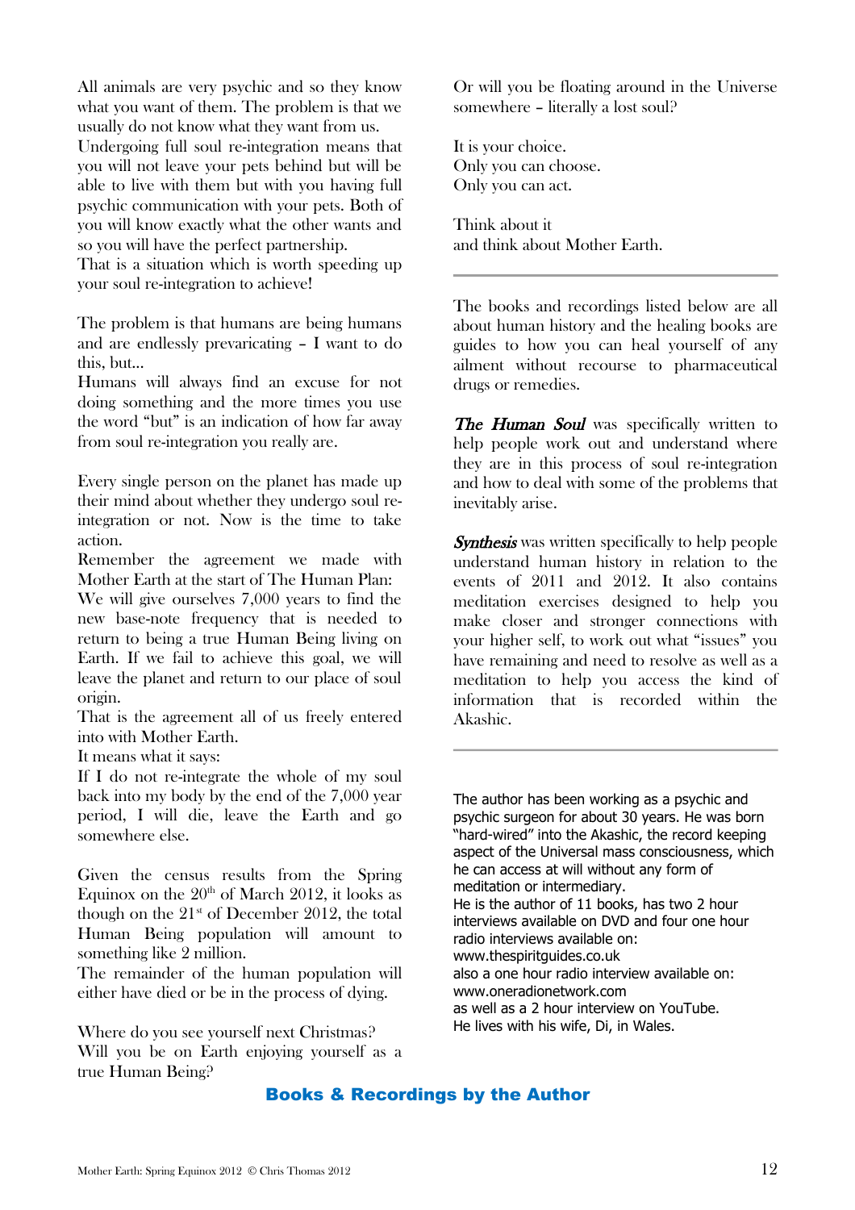All animals are very psychic and so they know what you want of them. The problem is that we usually do not know what they want from us.
Undergoing full soul re-integration means that you will not leave your pets behind but will be able to live with them but with you having full psychic communication with your pets. Both of you will know exactly what the other wants and so you will have the perfect partnership.
That is a situation which is worth speeding up your soul re-integration to achieve!

The problem is that humans are being humans and are endlessly prevaricating – I want to do this, but...
Humans will always find an excuse for not doing something and the more times you use the word "but" is an indication of how far away from soul re-integration you really are.

Every single person on the planet has made up their mind about whether they undergo soul re-integration or not. Now is the time to take action.
Remember the agreement we made with Mother Earth at the start of The Human Plan:
We will give ourselves 7,000 years to find the new base-note frequency that is needed to return to being a true Human Being living on Earth. If we fail to achieve this goal, we will leave the planet and return to our place of soul origin.
That is the agreement all of us freely entered into with Mother Earth.
It means what it says:
If I do not re-integrate the whole of my soul back into my body by the end of the 7,000 year period, I will die, leave the Earth and go somewhere else.

Given the census results from the Spring Equinox on the 20th of March 2012, it looks as though on the 21st of December 2012, the total Human Being population will amount to something like 2 million.
The remainder of the human population will either have died or be in the process of dying.

Where do you see yourself next Christmas?
Will you be on Earth enjoying yourself as a true Human Being?
Or will you be floating around in the Universe somewhere – literally a lost soul?

It is your choice.
Only you can choose.
Only you can act.

Think about it
and think about Mother Earth.

---

The books and recordings listed below are all about human history and the healing books are guides to how you can heal yourself of any ailment without recourse to pharmaceutical drugs or remedies.

***The Human Soul*** was specifically written to help people work out and understand where they are in this process of soul re-integration and how to deal with some of the problems that inevitably arise.

***Synthesis*** was written specifically to help people understand human history in relation to the events of 2011 and 2012. It also contains meditation exercises designed to help you make closer and stronger connections with your higher self, to work out what "issues" you have remaining and need to resolve as well as a meditation to help you access the kind of information that is recorded within the Akashic.

---

The author has been working as a psychic and psychic surgeon for about 30 years. He was born "hard-wired" into the Akashic, the record keeping aspect of the Universal mass consciousness, which he can access at will without any form of meditation or intermediary.
He is the author of 11 books, has two 2 hour interviews available on DVD and four one hour radio interviews available on:
www.thespiritguides.co.uk
also a one hour radio interview available on:
www.oneradionetwork.com
as well as a 2 hour interview on YouTube.
He lives with his wife, Di, in Wales.

## Books & Recordings by the Author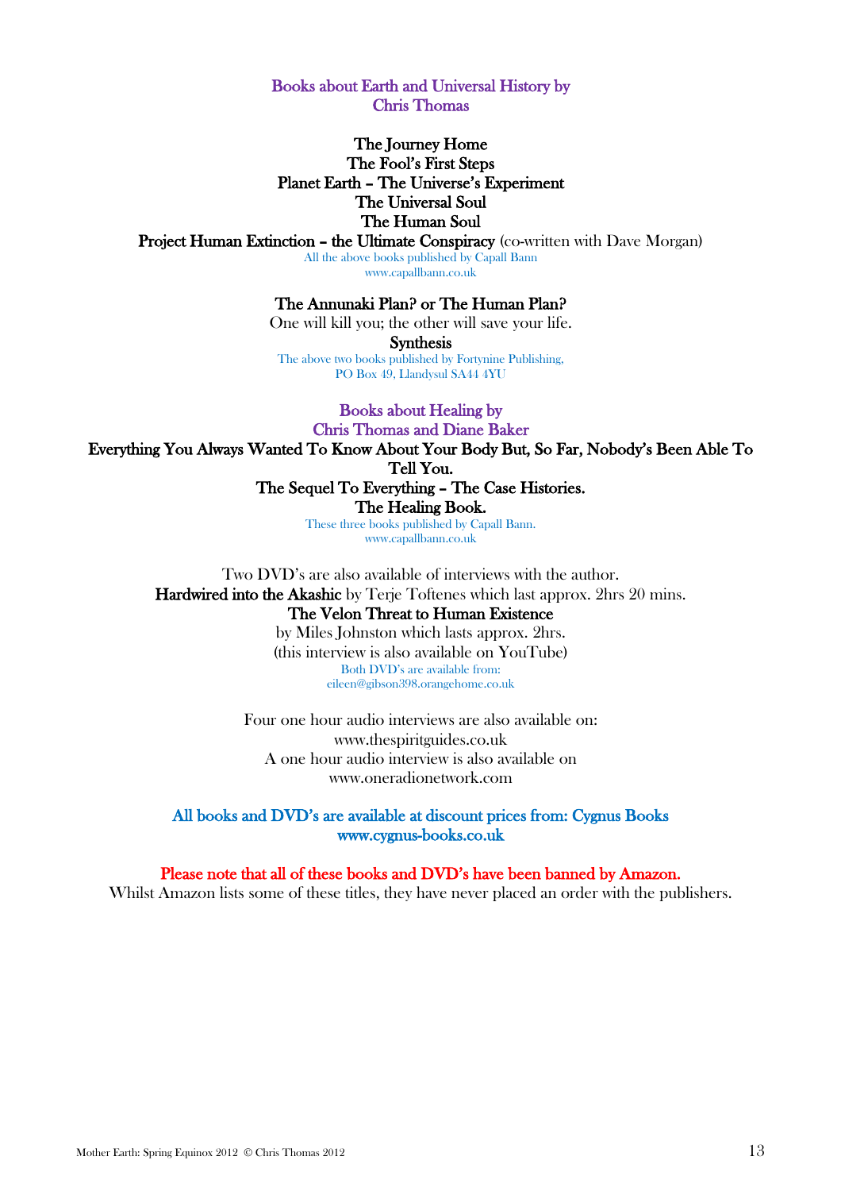## Books about Earth and Universal History by Chris Thomas

**The Journey Home**
**The Fool's First Steps**
**Planet Earth – The Universe's Experiment**
**The Universal Soul**
**The Human Soul**
**Project Human Extinction – the Ultimate Conspiracy** (co-written with Dave Morgan)

All the above books published by Capall Bann
www.capallbann.co.uk

**The Annunaki Plan? or The Human Plan?**
One will kill you; the other will save your life.
**Synthesis**

The above two books published by Fortynine Publishing,
PO Box 49, Llandysul SA44 4YU

## Books about Healing by Chris Thomas and Diane Baker

**Everything You Always Wanted To Know About Your Body But, So Far, Nobody's Been Able To Tell You.**
**The Sequel To Everything – The Case Histories.**
**The Healing Book.**

These three books published by Capall Bann.
www.capallbann.co.uk

Two DVD's are also available of interviews with the author.
**Hardwired into the Akashic** by Terje Toftenes which last approx. 2hrs 20 mins.
**The Velon Threat to Human Existence**
by Miles Johnston which lasts approx. 2hrs.
(this interview is also available on YouTube)

Both DVD's are available from:
eileen@gibson398.orangehome.co.uk

Four one hour audio interviews are also available on:
www.thespiritguides.co.uk
A one hour audio interview is also available on
www.oneradionetwork.com

**All books and DVD's are available at discount prices from: Cygnus Books**
**www.cygnus-books.co.uk**

**Please note that all of these books and DVD's have been banned by Amazon.**
Whilst Amazon lists some of these titles, they have never placed an order with the publishers.